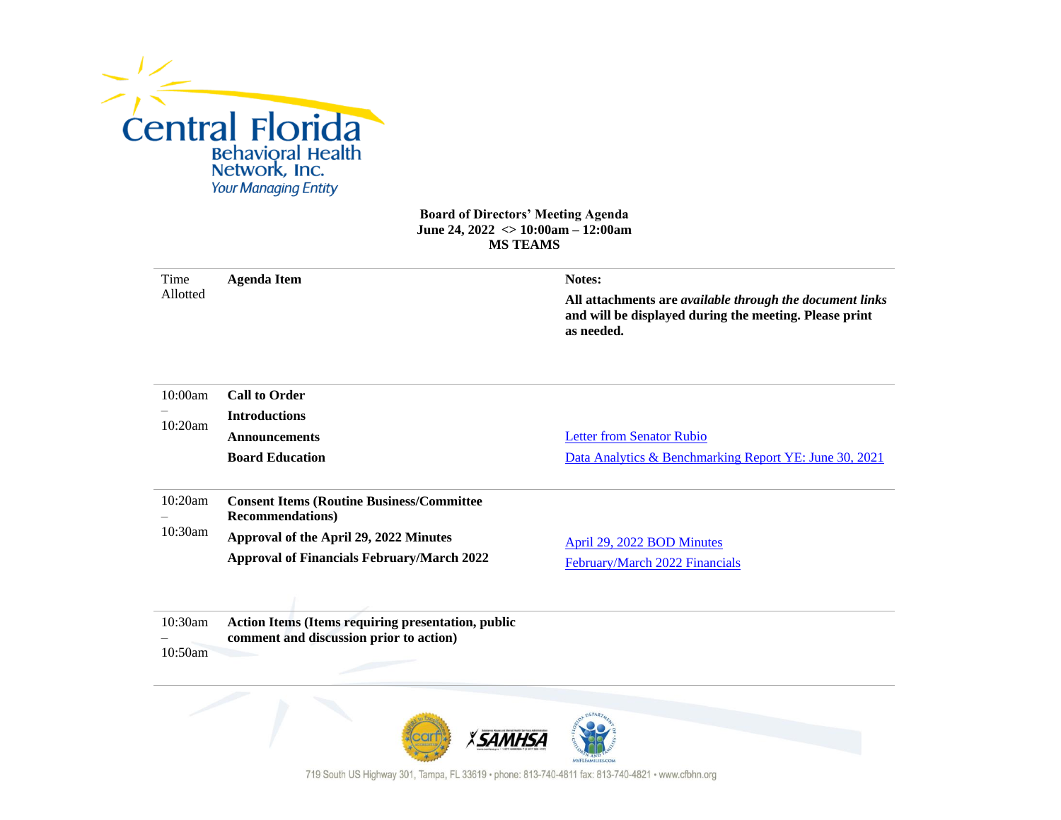Central Florida Behavioral Health Network, Inc.
*Your Managing Entity*

**Board of Directors' Meeting Agenda**
**June 24, 2022 <> 10:00am – 12:00am**
**MS TEAMS**

| Time Allotted | Agenda Item | Notes: **All attachments are *available through the document links* and will be displayed during the meeting. Please print as needed.** |
|---|---|---|
| 10:00am – 10:20am | **Call to Order** | |
| | **Introductions** | |
| | **Announcements** | Letter from Senator Rubio |
| | **Board Education** | Data Analytics & Benchmarking Report YE: June 30, 2021 |
| 10:20am – 10:30am | **Consent Items (Routine Business/Committee Recommendations)** | |
| | **Approval of the April 29, 2022 Minutes** | April 29, 2022 BOD Minutes |
| | **Approval of Financials February/March 2022** | February/March 2022 Financials |
| 10:30am – 10:50am | **Action Items (Items requiring presentation, public comment and discussion prior to action)** | |

719 South US Highway 301, Tampa, FL 33619 • phone: 813-740-4811 fax: 813-740-4821 • www.cfbhn.org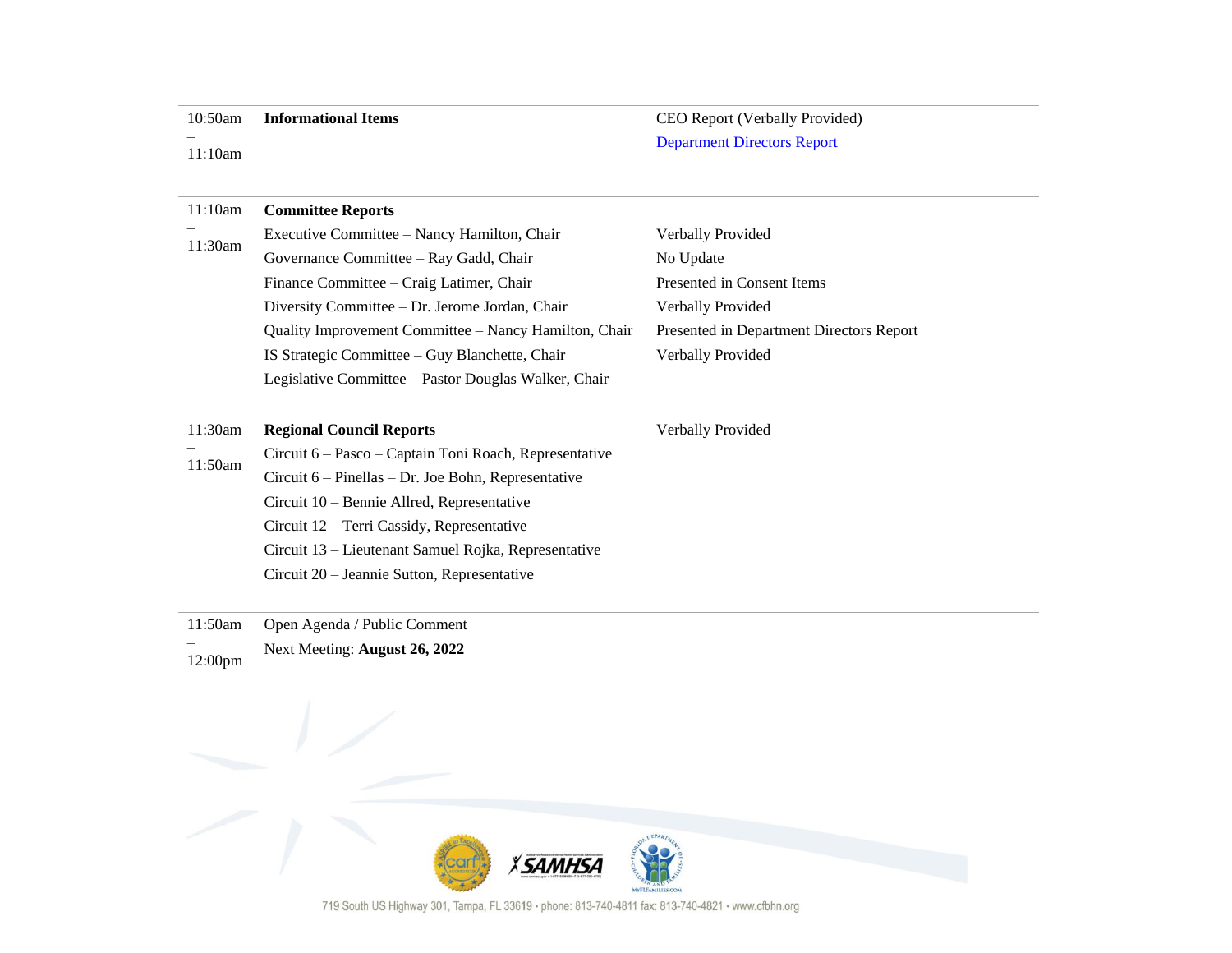| | | |
|---|---|---|
| 10:50am – 11:10am | **Informational Items** | CEO Report (Verbally Provided)<br>[Department Directors Report]() |
| 11:10am – 11:30am | **Committee Reports** | |
| | Executive Committee – Nancy Hamilton, Chair | Verbally Provided |
| | Governance Committee – Ray Gadd, Chair | No Update |
| | Finance Committee – Craig Latimer, Chair | Presented in Consent Items |
| | Diversity Committee – Dr. Jerome Jordan, Chair | Verbally Provided |
| | Quality Improvement Committee – Nancy Hamilton, Chair | Presented in Department Directors Report |
| | IS Strategic Committee – Guy Blanchette, Chair | Verbally Provided |
| | Legislative Committee – Pastor Douglas Walker, Chair | |
| 11:30am – 11:50am | **Regional Council Reports** | Verbally Provided |
| | Circuit 6 – Pasco – Captain Toni Roach, Representative | |
| | Circuit 6 – Pinellas – Dr. Joe Bohn, Representative | |
| | Circuit 10 – Bennie Allred, Representative | |
| | Circuit 12 – Terri Cassidy, Representative | |
| | Circuit 13 – Lieutenant Samuel Rojka, Representative | |
| | Circuit 20 – Jeannie Sutton, Representative | |
| 11:50am – 12:00pm | Open Agenda / Public Comment | |
| | Next Meeting: **August 26, 2022** | |

719 South US Highway 301, Tampa, FL 33619 • phone: 813-740-4811 fax: 813-740-4821 • www.cfbhn.org